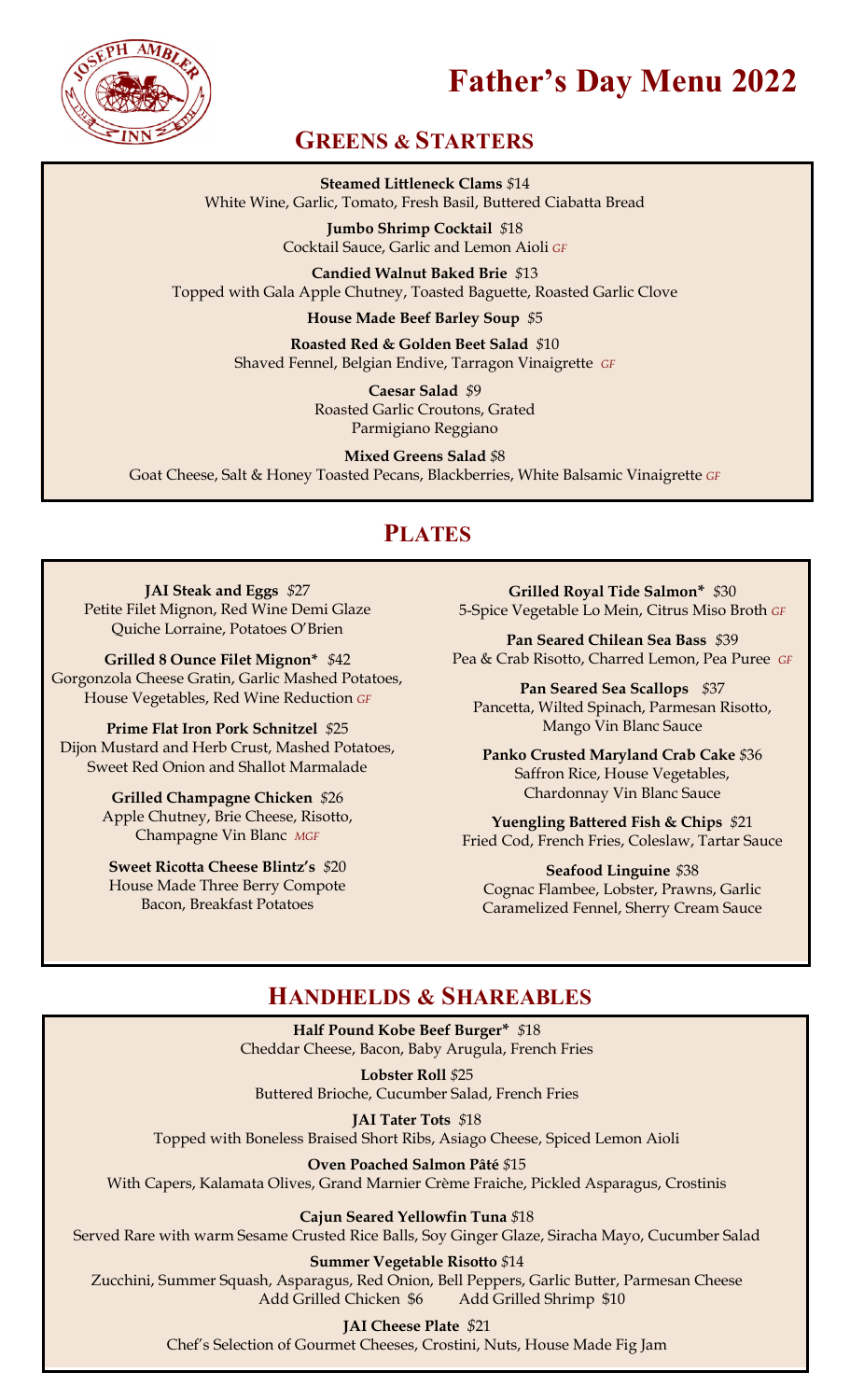# Father's Day Menu 2022

## Greens & Starters

**Steamed Littleneck Clams** $14
White Wine, Garlic, Tomato, Fresh Basil, Buttered Ciabatta Bread

**Jumbo Shrimp Cocktail** $18
Cocktail Sauce, Garlic and Lemon Aioli *GF*

**Candied Walnut Baked Brie** $13
Topped with Gala Apple Chutney, Toasted Baguette, Roasted Garlic Clove

**House Made Beef Barley Soup** $5

**Roasted Red & Golden Beet Salad** $10
Shaved Fennel, Belgian Endive, Tarragon Vinaigrette *GF*

**Caesar Salad** $9
Roasted Garlic Croutons, Grated Parmigiano Reggiano

**Mixed Greens Salad** $8
Goat Cheese, Salt & Honey Toasted Pecans, Blackberries, White Balsamic Vinaigrette *GF*

## Plates

**JAI Steak and Eggs** $27
Petite Filet Mignon, Red Wine Demi Glaze
Quiche Lorraine, Potatoes O'Brien

**Grilled 8 Ounce Filet Mignon*** $42
Gorgonzola Cheese Gratin, Garlic Mashed Potatoes, House Vegetables, Red Wine Reduction *GF*

**Prime Flat Iron Pork Schnitzel** $25
Dijon Mustard and Herb Crust, Mashed Potatoes, Sweet Red Onion and Shallot Marmalade

**Grilled Champagne Chicken** $26
Apple Chutney, Brie Cheese, Risotto, Champagne Vin Blanc *MGF*

**Sweet Ricotta Cheese Blintz's** $20
House Made Three Berry Compote
Bacon, Breakfast Potatoes

**Grilled Royal Tide Salmon*** $30
5-Spice Vegetable Lo Mein, Citrus Miso Broth *GF*

**Pan Seared Chilean Sea Bass** $39
Pea & Crab Risotto, Charred Lemon, Pea Puree *GF*

**Pan Seared Sea Scallops** $37
Pancetta, Wilted Spinach, Parmesan Risotto, Mango Vin Blanc Sauce

**Panko Crusted Maryland Crab Cake** $36
Saffron Rice, House Vegetables, Chardonnay Vin Blanc Sauce

**Yuengling Battered Fish & Chips** $21
Fried Cod, French Fries, Coleslaw, Tartar Sauce

**Seafood Linguine** $38
Cognac Flambee, Lobster, Prawns, Garlic Caramelized Fennel, Sherry Cream Sauce

## Handhelds & Shareables

**Half Pound Kobe Beef Burger*** $18
Cheddar Cheese, Bacon, Baby Arugula, French Fries

**Lobster Roll** $25
Buttered Brioche, Cucumber Salad, French Fries

**JAI Tater Tots** $18
Topped with Boneless Braised Short Ribs, Asiago Cheese, Spiced Lemon Aioli

**Oven Poached Salmon Pâté** $15
With Capers, Kalamata Olives, Grand Marnier Crème Fraiche, Pickled Asparagus, Crostinis

**Cajun Seared Yellowfin Tuna** $18
Served Rare with warm Sesame Crusted Rice Balls, Soy Ginger Glaze, Siracha Mayo, Cucumber Salad

**Summer Vegetable Risotto** $14
Zucchini, Summer Squash, Asparagus, Red Onion, Bell Peppers, Garlic Butter, Parmesan Cheese
Add Grilled Chicken $6 Add Grilled Shrimp $10

**JAI Cheese Plate** $21
Chef's Selection of Gourmet Cheeses, Crostini, Nuts, House Made Fig Jam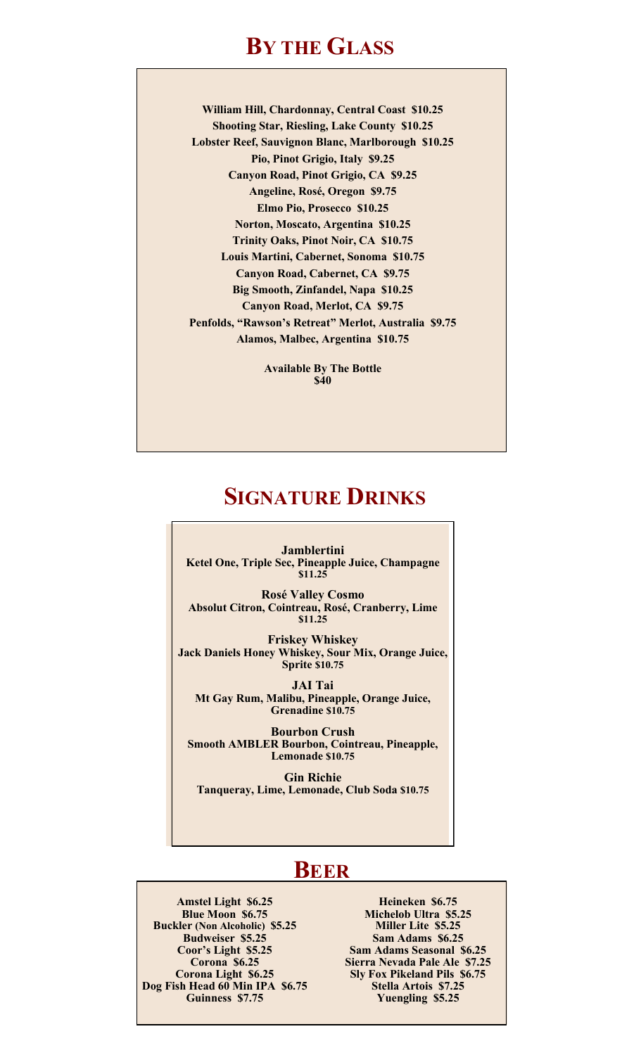# By the Glass

**William Hill, Chardonnay, Central Coast $10.25**
**Shooting Star, Riesling, Lake County $10.25**
**Lobster Reef, Sauvignon Blanc, Marlborough $10.25**
**Pio, Pinot Grigio, Italy $9.25**
**Canyon Road, Pinot Grigio, CA $9.25**
**Angeline, Rosé, Oregon $9.75**
**Elmo Pio, Prosecco $10.25**
**Norton, Moscato, Argentina $10.25**
**Trinity Oaks, Pinot Noir, CA $10.75**
**Louis Martini, Cabernet, Sonoma $10.75**
**Canyon Road, Cabernet, CA $9.75**
**Big Smooth, Zinfandel, Napa $10.25**
**Canyon Road, Merlot, CA $9.75**
**Penfolds, "Rawson's Retreat" Merlot, Australia $9.75**
**Alamos, Malbec, Argentina $10.75**

**Available By The Bottle**
**$40**

# Signature Drinks

**Jamblertini**
**Ketel One, Triple Sec, Pineapple Juice, Champagne**
**$11.25**

**Rosé Valley Cosmo**
**Absolut Citron, Cointreau, Rosé, Cranberry, Lime**
**$11.25**

**Friskey Whiskey**
**Jack Daniels Honey Whiskey, Sour Mix, Orange Juice, Sprite $10.75**

**JAI Tai**
**Mt Gay Rum, Malibu, Pineapple, Orange Juice, Grenadine $10.75**

**Bourbon Crush**
**Smooth AMBLER Bourbon, Cointreau, Pineapple, Lemonade $10.75**

**Gin Richie**
**Tanqueray, Lime, Lemonade, Club Soda $10.75**

# Beer

**Amstel Light $6.25**
**Blue Moon $6.75**
**Buckler (Non Alcoholic) $5.25**
**Budweiser $5.25**
**Coor's Light $5.25**
**Corona $6.25**
**Corona Light $6.25**
**Dog Fish Head 60 Min IPA $6.75**
**Guinness $7.75**

**Heineken $6.75**
**Michelob Ultra $5.25**
**Miller Lite $5.25**
**Sam Adams $6.25**
**Sam Adams Seasonal $6.25**
**Sierra Nevada Pale Ale $7.25**
**Sly Fox Pikeland Pils $6.75**
**Stella Artois $7.25**
**Yuengling $5.25**